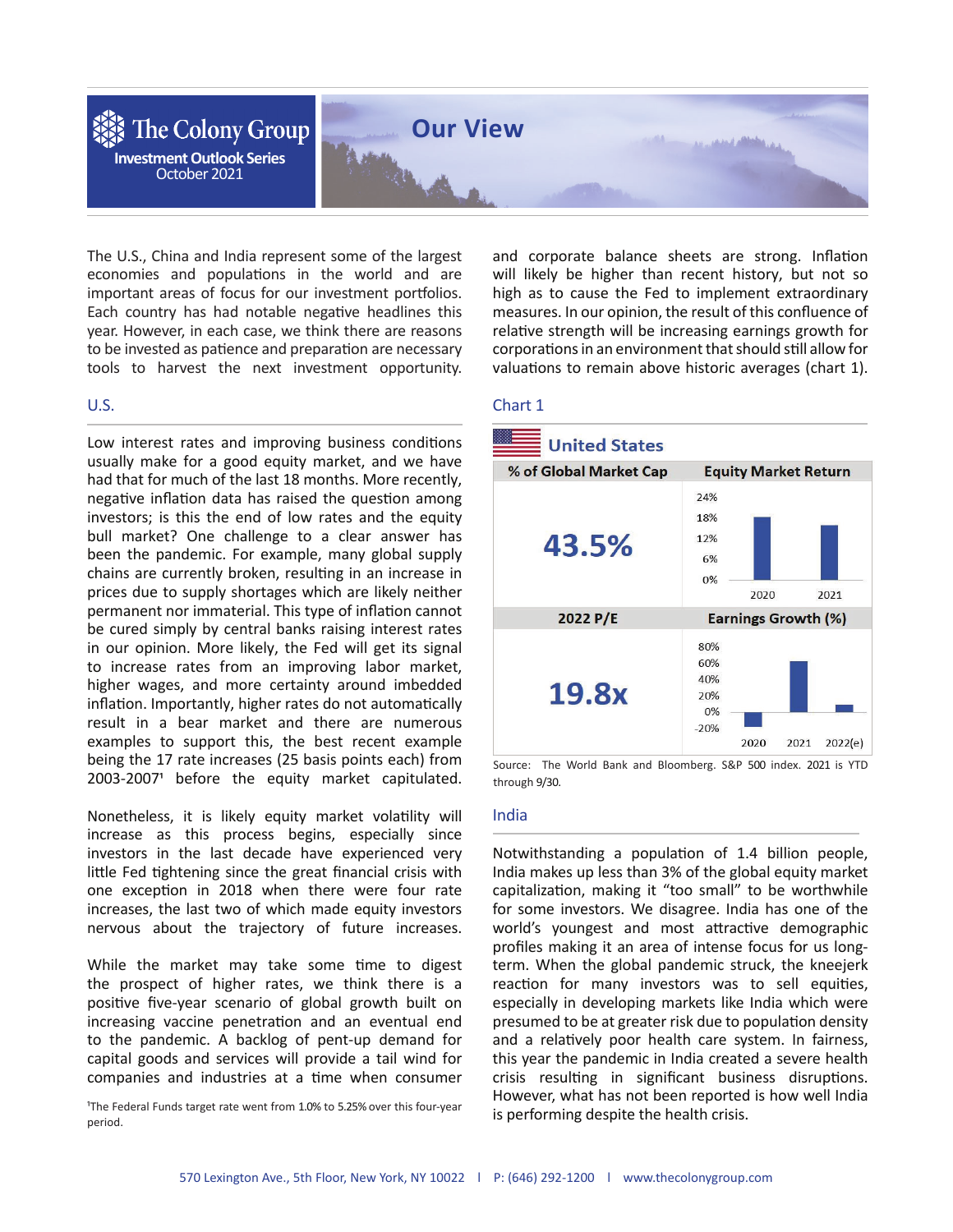# The Colony Group

**Investment Outlook Series**
October 2021

# Our View

The U.S., China and India represent some of the largest economies and populations in the world and are important areas of focus for our investment portfolios. Each country has had notable negative headlines this year. However, in each case, we think there are reasons to be invested as patience and preparation are necessary tools to harvest the next investment opportunity.

## U.S.

Low interest rates and improving business conditions usually make for a good equity market, and we have had that for much of the last 18 months. More recently, negative inflation data has raised the question among investors; is this the end of low rates and the equity bull market? One challenge to a clear answer has been the pandemic. For example, many global supply chains are currently broken, resulting in an increase in prices due to supply shortages which are likely neither permanent nor immaterial. This type of inflation cannot be cured simply by central banks raising interest rates in our opinion. More likely, the Fed will get its signal to increase rates from an improving labor market, higher wages, and more certainty around imbedded inflation. Importantly, higher rates do not automatically result in a bear market and there are numerous examples to support this, the best recent example being the 17 rate increases (25 basis points each) from 2003-2007[1] before the equity market capitulated.

Nonetheless, it is likely equity market volatility will increase as this process begins, especially since investors in the last decade have experienced very little Fed tightening since the great financial crisis with one exception in 2018 when there were four rate increases, the last two of which made equity investors nervous about the trajectory of future increases.

While the market may take some time to digest the prospect of higher rates, we think there is a positive five-year scenario of global growth built on increasing vaccine penetration and an eventual end to the pandemic. A backlog of pent-up demand for capital goods and services will provide a tail wind for companies and industries at a time when consumer and corporate balance sheets are strong. Inflation will likely be higher than recent history, but not so high as to cause the Fed to implement extraordinary measures. In our opinion, the result of this confluence of relative strength will be increasing earnings growth for corporations in an environment that should still allow for valuations to remain above historic averages (chart 1).

[1]The Federal Funds target rate went from 1.0% to 5.25% over this four-year period.

### Chart 1

**United States**

| % of Global Market Cap | Equity Market Return |
|---|---|
| 43.5% | 2020, 2021 (bar chart; axis 0%–24%) |
| **2022 P/E** | **Earnings Growth (%)** |
| 19.8x | 2020, 2021, 2022(e) (bar chart; axis -20%–80%) |

Source: The World Bank and Bloomberg. S&P 500 index. 2021 is YTD through 9/30.

## India

Notwithstanding a population of 1.4 billion people, India makes up less than 3% of the global equity market capitalization, making it "too small" to be worthwhile for some investors. We disagree. India has one of the world's youngest and most attractive demographic profiles making it an area of intense focus for us long-term. When the global pandemic struck, the kneejerk reaction for many investors was to sell equities, especially in developing markets like India which were presumed to be at greater risk due to population density and a relatively poor health care system. In fairness, this year the pandemic in India created a severe health crisis resulting in significant business disruptions. However, what has not been reported is how well India is performing despite the health crisis.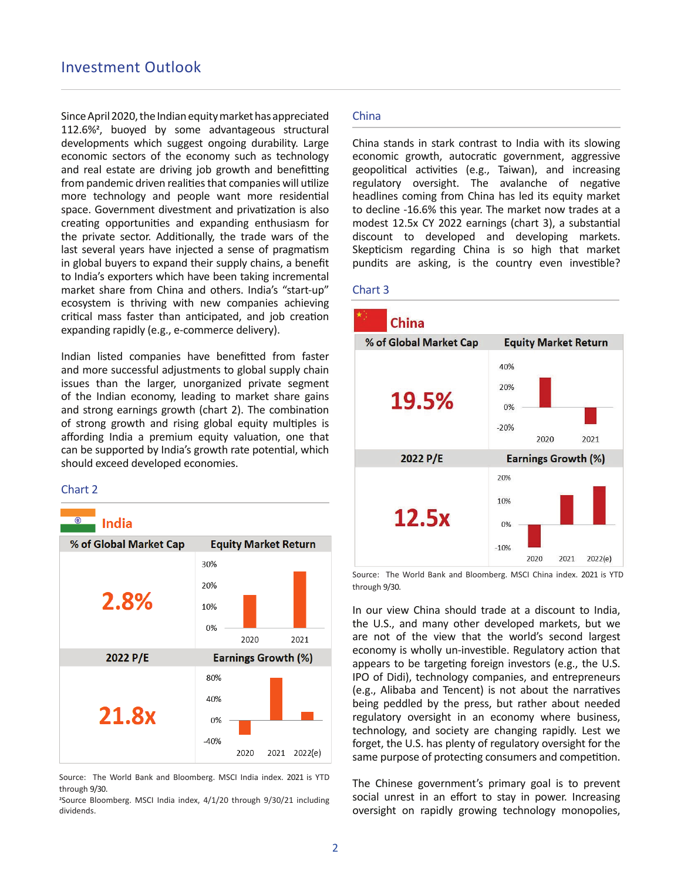## Investment Outlook

Since April 2020, the Indian equity market has appreciated 112.6%[2], buoyed by some advantageous structural developments which suggest ongoing durability. Large economic sectors of the economy such as technology and real estate are driving job growth and benefitting from pandemic driven realities that companies will utilize more technology and people want more residential space. Government divestment and privatization is also creating opportunities and expanding enthusiasm for the private sector. Additionally, the trade wars of the last several years have injected a sense of pragmatism in global buyers to expand their supply chains, a benefit to India's exporters which have been taking incremental market share from China and others. India's "start-up" ecosystem is thriving with new companies achieving critical mass faster than anticipated, and job creation expanding rapidly (e.g., e-commerce delivery).

Indian listed companies have benefitted from faster and more successful adjustments to global supply chain issues than the larger, unorganized private segment of the Indian economy, leading to market share gains and strong earnings growth (chart 2). The combination of strong growth and rising global equity multiples is affording India a premium equity valuation, one that can be supported by India's growth rate potential, which should exceed developed economies.

### Chart 2

**India**

| % of Global Market Cap | Equity Market Return |
|---|---|
| 2.8% | 2020, 2021 (chart: 0%–30%) |
| **2022 P/E** | **Earnings Growth (%)** |
| 21.8x | 2020, 2021, 2022(e) (chart: -40%–80%) |

Source: The World Bank and Bloomberg. MSCI India index. 2021 is YTD through 9/30.

[2]Source Bloomberg. MSCI India index, 4/1/20 through 9/30/21 including dividends.

### China

China stands in stark contrast to India with its slowing economic growth, autocratic government, aggressive geopolitical activities (e.g., Taiwan), and increasing regulatory oversight. The avalanche of negative headlines coming from China has led its equity market to decline -16.6% this year. The market now trades at a modest 12.5x CY 2022 earnings (chart 3), a substantial discount to developed and developing markets. Skepticism regarding China is so high that market pundits are asking, is the country even investible?

### Chart 3

**China**

| % of Global Market Cap | Equity Market Return |
|---|---|
| 19.5% | 2020, 2021 (chart: -20%–40%) |
| **2022 P/E** | **Earnings Growth (%)** |
| 12.5x | 2020, 2021, 2022(e) (chart: -10%–20%) |

Source: The World Bank and Bloomberg. MSCI China index. 2021 is YTD through 9/30.

In our view China should trade at a discount to India, the U.S., and many other developed markets, but we are not of the view that the world's second largest economy is wholly un-investible. Regulatory action that appears to be targeting foreign investors (e.g., the U.S. IPO of Didi), technology companies, and entrepreneurs (e.g., Alibaba and Tencent) is not about the narratives being peddled by the press, but rather about needed regulatory oversight in an economy where business, technology, and society are changing rapidly. Lest we forget, the U.S. has plenty of regulatory oversight for the same purpose of protecting consumers and competition.

The Chinese government's primary goal is to prevent social unrest in an effort to stay in power. Increasing oversight on rapidly growing technology monopolies,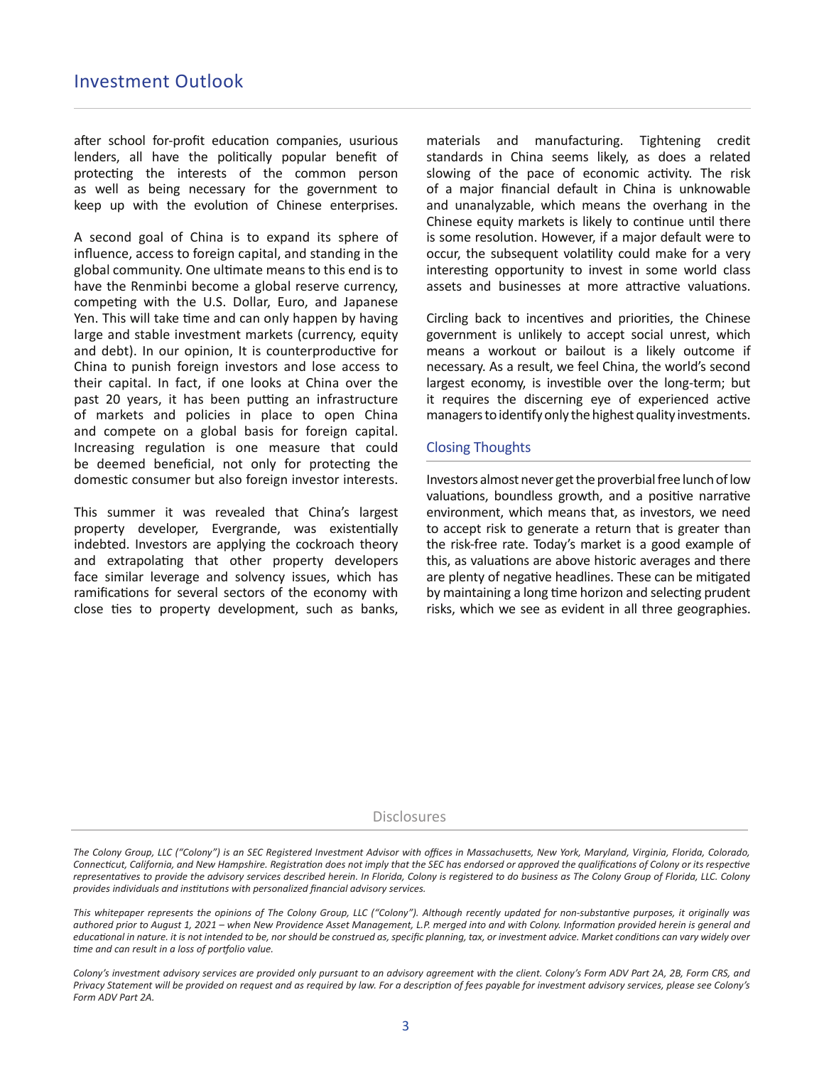after school for-profit education companies, usurious lenders, all have the politically popular benefit of protecting the interests of the common person as well as being necessary for the government to keep up with the evolution of Chinese enterprises.

A second goal of China is to expand its sphere of influence, access to foreign capital, and standing in the global community. One ultimate means to this end is to have the Renminbi become a global reserve currency, competing with the U.S. Dollar, Euro, and Japanese Yen. This will take time and can only happen by having large and stable investment markets (currency, equity and debt). In our opinion, It is counterproductive for China to punish foreign investors and lose access to their capital. In fact, if one looks at China over the past 20 years, it has been putting an infrastructure of markets and policies in place to open China and compete on a global basis for foreign capital. Increasing regulation is one measure that could be deemed beneficial, not only for protecting the domestic consumer but also foreign investor interests.

This summer it was revealed that China's largest property developer, Evergrande, was existentially indebted. Investors are applying the cockroach theory and extrapolating that other property developers face similar leverage and solvency issues, which has ramifications for several sectors of the economy with close ties to property development, such as banks, materials and manufacturing. Tightening credit standards in China seems likely, as does a related slowing of the pace of economic activity. The risk of a major financial default in China is unknowable and unanalyzable, which means the overhang in the Chinese equity markets is likely to continue until there is some resolution. However, if a major default were to occur, the subsequent volatility could make for a very interesting opportunity to invest in some world class assets and businesses at more attractive valuations.

Circling back to incentives and priorities, the Chinese government is unlikely to accept social unrest, which means a workout or bailout is a likely outcome if necessary. As a result, we feel China, the world's second largest economy, is investible over the long-term; but it requires the discerning eye of experienced active managers to identify only the highest quality investments.

## Closing Thoughts

Investors almost never get the proverbial free lunch of low valuations, boundless growth, and a positive narrative environment, which means that, as investors, we need to accept risk to generate a return that is greater than the risk-free rate. Today's market is a good example of this, as valuations are above historic averages and there are plenty of negative headlines. These can be mitigated by maintaining a long time horizon and selecting prudent risks, which we see as evident in all three geographies.

## Disclosures

*The Colony Group, LLC ("Colony") is an SEC Registered Investment Advisor with offices in Massachusetts, New York, Maryland, Virginia, Florida, Colorado, Connecticut, California, and New Hampshire. Registration does not imply that the SEC has endorsed or approved the qualifications of Colony or its respective representatives to provide the advisory services described herein. In Florida, Colony is registered to do business as The Colony Group of Florida, LLC. Colony provides individuals and institutions with personalized financial advisory services.*

*This whitepaper represents the opinions of The Colony Group, LLC ("Colony"). Although recently updated for non-substantive purposes, it originally was authored prior to August 1, 2021 – when New Providence Asset Management, L.P. merged into and with Colony. Information provided herein is general and educational in nature. it is not intended to be, nor should be construed as, specific planning, tax, or investment advice. Market conditions can vary widely over time and can result in a loss of portfolio value.*

*Colony's investment advisory services are provided only pursuant to an advisory agreement with the client. Colony's Form ADV Part 2A, 2B, Form CRS, and Privacy Statement will be provided on request and as required by law. For a description of fees payable for investment advisory services, please see Colony's Form ADV Part 2A.*